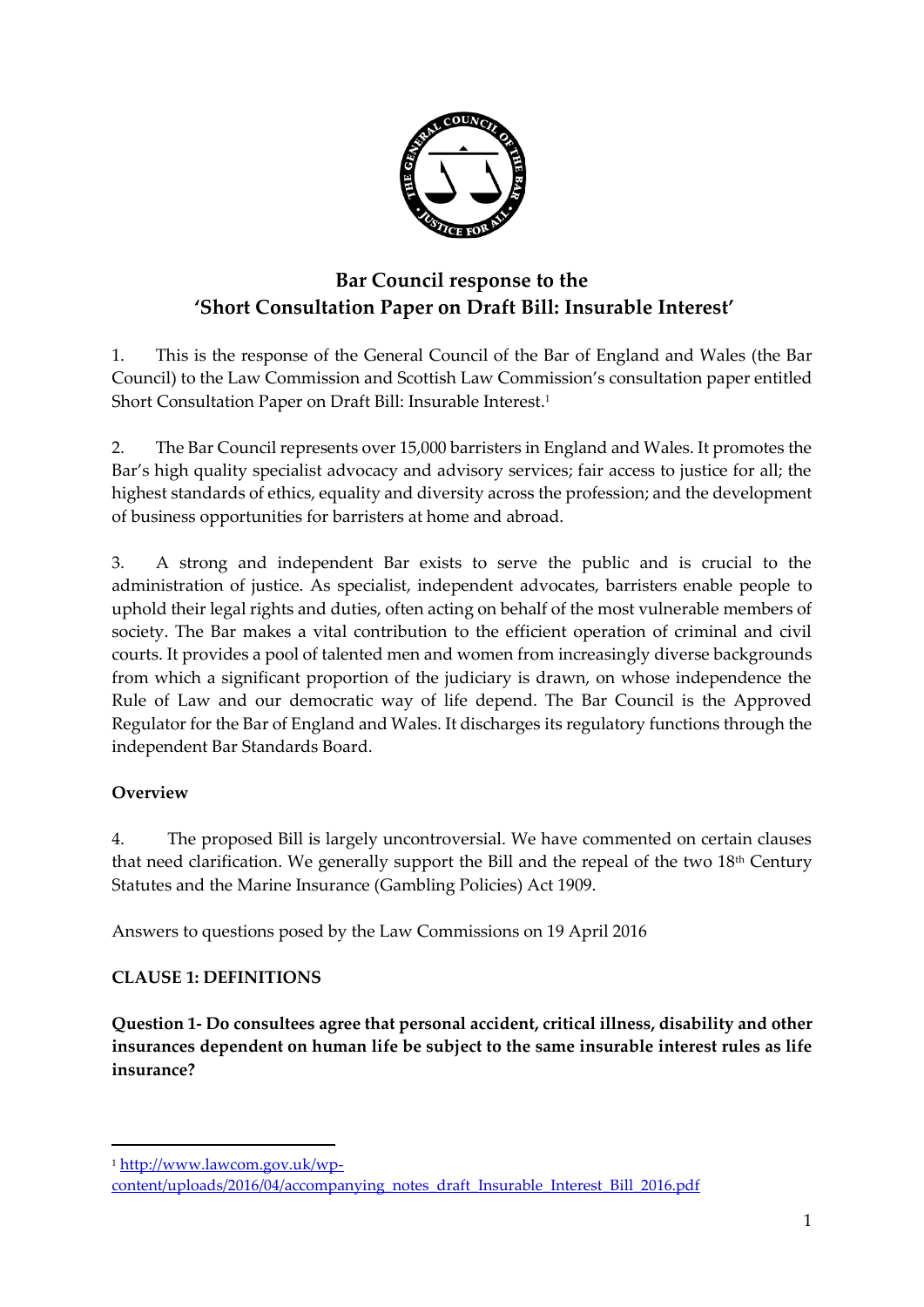## Bar Council response to the 'Short Consultation Paper on Draft Bill: Insurable Interest'

1. This is the response of the General Council of the Bar of England and Wales (the Bar Council) to the Law Commission and Scottish Law Commission's consultation paper entitled Short Consultation Paper on Draft Bill: Insurable Interest.[1]

2. The Bar Council represents over 15,000 barristers in England and Wales. It promotes the Bar's high quality specialist advocacy and advisory services; fair access to justice for all; the highest standards of ethics, equality and diversity across the profession; and the development of business opportunities for barristers at home and abroad.

3. A strong and independent Bar exists to serve the public and is crucial to the administration of justice. As specialist, independent advocates, barristers enable people to uphold their legal rights and duties, often acting on behalf of the most vulnerable members of society. The Bar makes a vital contribution to the efficient operation of criminal and civil courts. It provides a pool of talented men and women from increasingly diverse backgrounds from which a significant proportion of the judiciary is drawn, on whose independence the Rule of Law and our democratic way of life depend. The Bar Council is the Approved Regulator for the Bar of England and Wales. It discharges its regulatory functions through the independent Bar Standards Board.

### Overview

4. The proposed Bill is largely uncontroversial. We have commented on certain clauses that need clarification. We generally support the Bill and the repeal of the two 18th Century Statutes and the Marine Insurance (Gambling Policies) Act 1909.

Answers to questions posed by the Law Commissions on 19 April 2016

### CLAUSE 1: DEFINITIONS

**Question 1- Do consultees agree that personal accident, critical illness, disability and other insurances dependent on human life be subject to the same insurable interest rules as life insurance?**

---

[1] http://www.lawcom.gov.uk/wp-content/uploads/2016/04/accompanying_notes_draft_Insurable_Interest_Bill_2016.pdf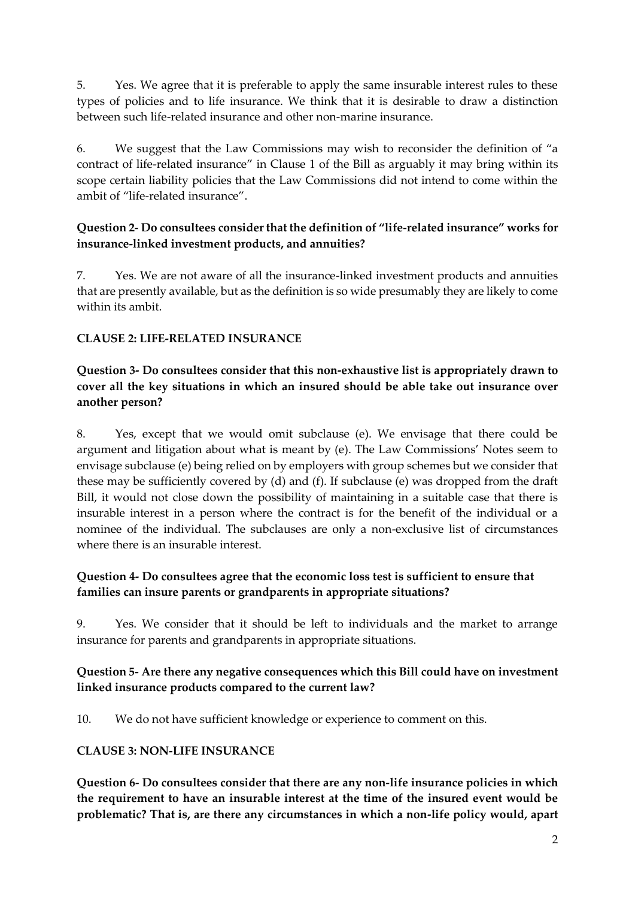5. Yes. We agree that it is preferable to apply the same insurable interest rules to these types of policies and to life insurance. We think that it is desirable to draw a distinction between such life-related insurance and other non-marine insurance.

6. We suggest that the Law Commissions may wish to reconsider the definition of "a contract of life-related insurance" in Clause 1 of the Bill as arguably it may bring within its scope certain liability policies that the Law Commissions did not intend to come within the ambit of "life-related insurance".

**Question 2- Do consultees consider that the definition of "life-related insurance" works for insurance-linked investment products, and annuities?**

7. Yes. We are not aware of all the insurance-linked investment products and annuities that are presently available, but as the definition is so wide presumably they are likely to come within its ambit.

**CLAUSE 2: LIFE-RELATED INSURANCE**

**Question 3- Do consultees consider that this non-exhaustive list is appropriately drawn to cover all the key situations in which an insured should be able take out insurance over another person?**

8. Yes, except that we would omit subclause (e). We envisage that there could be argument and litigation about what is meant by (e). The Law Commissions' Notes seem to envisage subclause (e) being relied on by employers with group schemes but we consider that these may be sufficiently covered by (d) and (f). If subclause (e) was dropped from the draft Bill, it would not close down the possibility of maintaining in a suitable case that there is insurable interest in a person where the contract is for the benefit of the individual or a nominee of the individual. The subclauses are only a non-exclusive list of circumstances where there is an insurable interest.

**Question 4- Do consultees agree that the economic loss test is sufficient to ensure that families can insure parents or grandparents in appropriate situations?**

9. Yes. We consider that it should be left to individuals and the market to arrange insurance for parents and grandparents in appropriate situations.

**Question 5- Are there any negative consequences which this Bill could have on investment linked insurance products compared to the current law?**

10. We do not have sufficient knowledge or experience to comment on this.

**CLAUSE 3: NON-LIFE INSURANCE**

**Question 6- Do consultees consider that there are any non-life insurance policies in which the requirement to have an insurable interest at the time of the insured event would be problematic? That is, are there any circumstances in which a non-life policy would, apart**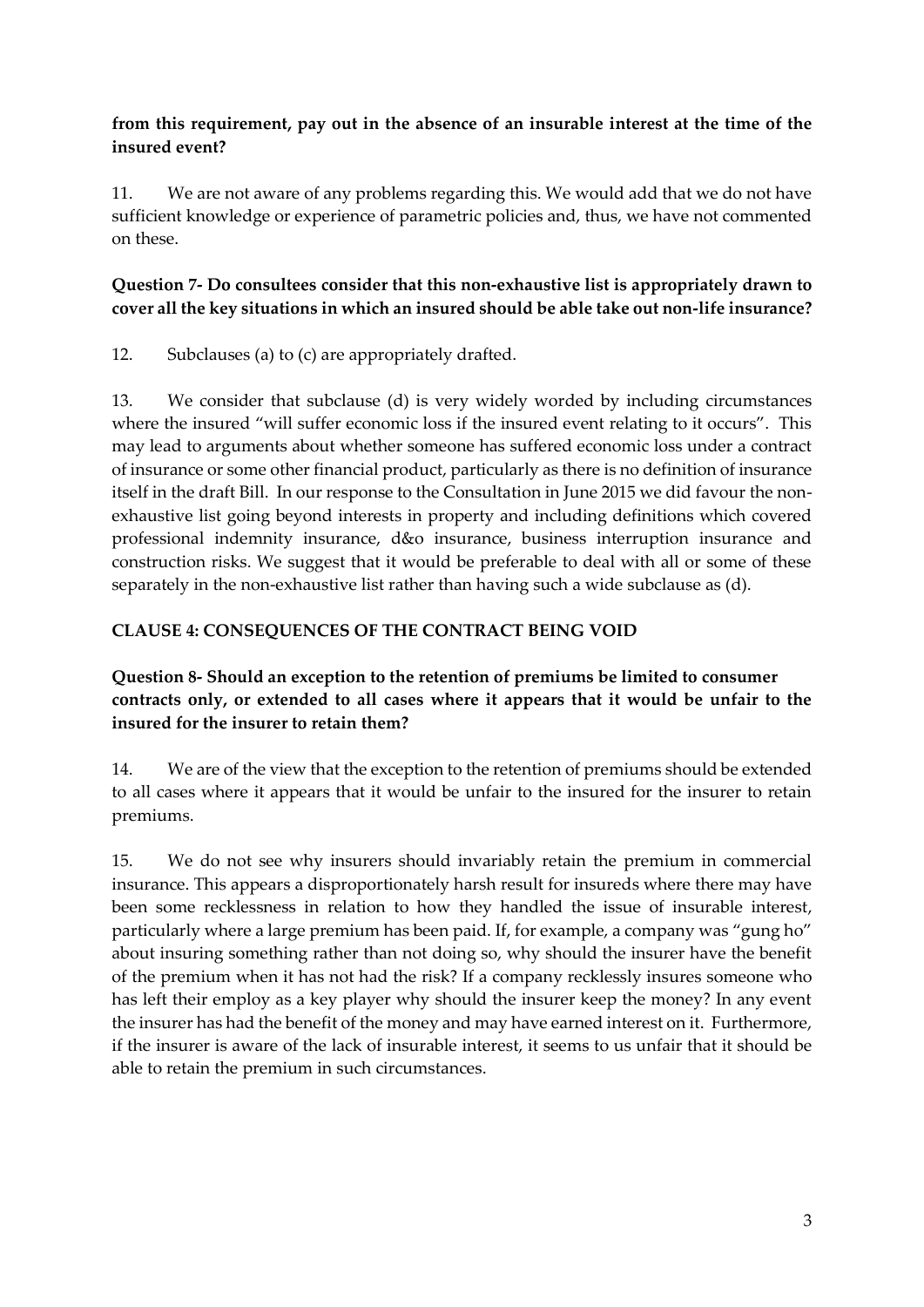**from this requirement, pay out in the absence of an insurable interest at the time of the insured event?**

11. We are not aware of any problems regarding this. We would add that we do not have sufficient knowledge or experience of parametric policies and, thus, we have not commented on these.

**Question 7- Do consultees consider that this non-exhaustive list is appropriately drawn to cover all the key situations in which an insured should be able take out non-life insurance?**

12. Subclauses (a) to (c) are appropriately drafted.

13. We consider that subclause (d) is very widely worded by including circumstances where the insured "will suffer economic loss if the insured event relating to it occurs". This may lead to arguments about whether someone has suffered economic loss under a contract of insurance or some other financial product, particularly as there is no definition of insurance itself in the draft Bill. In our response to the Consultation in June 2015 we did favour the non-exhaustive list going beyond interests in property and including definitions which covered professional indemnity insurance, d&o insurance, business interruption insurance and construction risks. We suggest that it would be preferable to deal with all or some of these separately in the non-exhaustive list rather than having such a wide subclause as (d).

## CLAUSE 4: CONSEQUENCES OF THE CONTRACT BEING VOID

**Question 8- Should an exception to the retention of premiums be limited to consumer contracts only, or extended to all cases where it appears that it would be unfair to the insured for the insurer to retain them?**

14. We are of the view that the exception to the retention of premiums should be extended to all cases where it appears that it would be unfair to the insured for the insurer to retain premiums.

15. We do not see why insurers should invariably retain the premium in commercial insurance. This appears a disproportionately harsh result for insureds where there may have been some recklessness in relation to how they handled the issue of insurable interest, particularly where a large premium has been paid. If, for example, a company was "gung ho" about insuring something rather than not doing so, why should the insurer have the benefit of the premium when it has not had the risk? If a company recklessly insures someone who has left their employ as a key player why should the insurer keep the money? In any event the insurer has had the benefit of the money and may have earned interest on it. Furthermore, if the insurer is aware of the lack of insurable interest, it seems to us unfair that it should be able to retain the premium in such circumstances.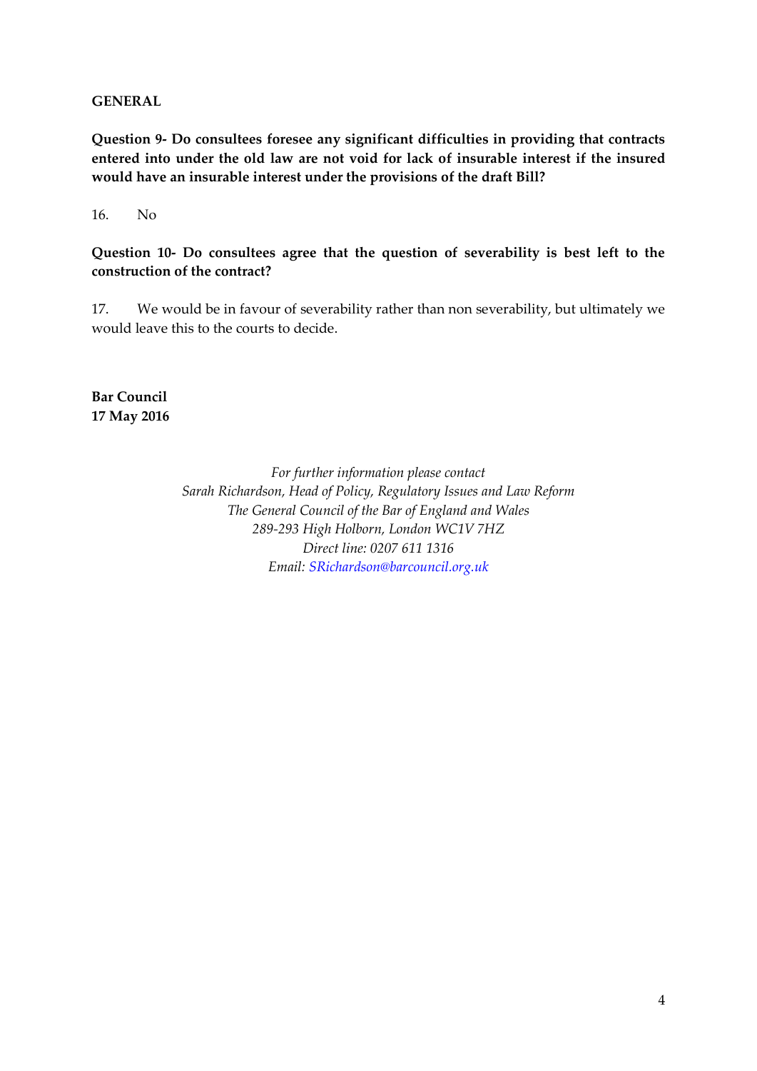**GENERAL**

**Question 9- Do consultees foresee any significant difficulties in providing that contracts entered into under the old law are not void for lack of insurable interest if the insured would have an insurable interest under the provisions of the draft Bill?**

16. No

**Question 10- Do consultees agree that the question of severability is best left to the construction of the contract?**

17. We would be in favour of severability rather than non severability, but ultimately we would leave this to the courts to decide.

**Bar Council**
**17 May 2016**

*For further information please contact*
*Sarah Richardson, Head of Policy, Regulatory Issues and Law Reform*
*The General Council of the Bar of England and Wales*
*289-293 High Holborn, London WC1V 7HZ*
*Direct line: 0207 611 1316*
*Email: SRichardson@barcouncil.org.uk*